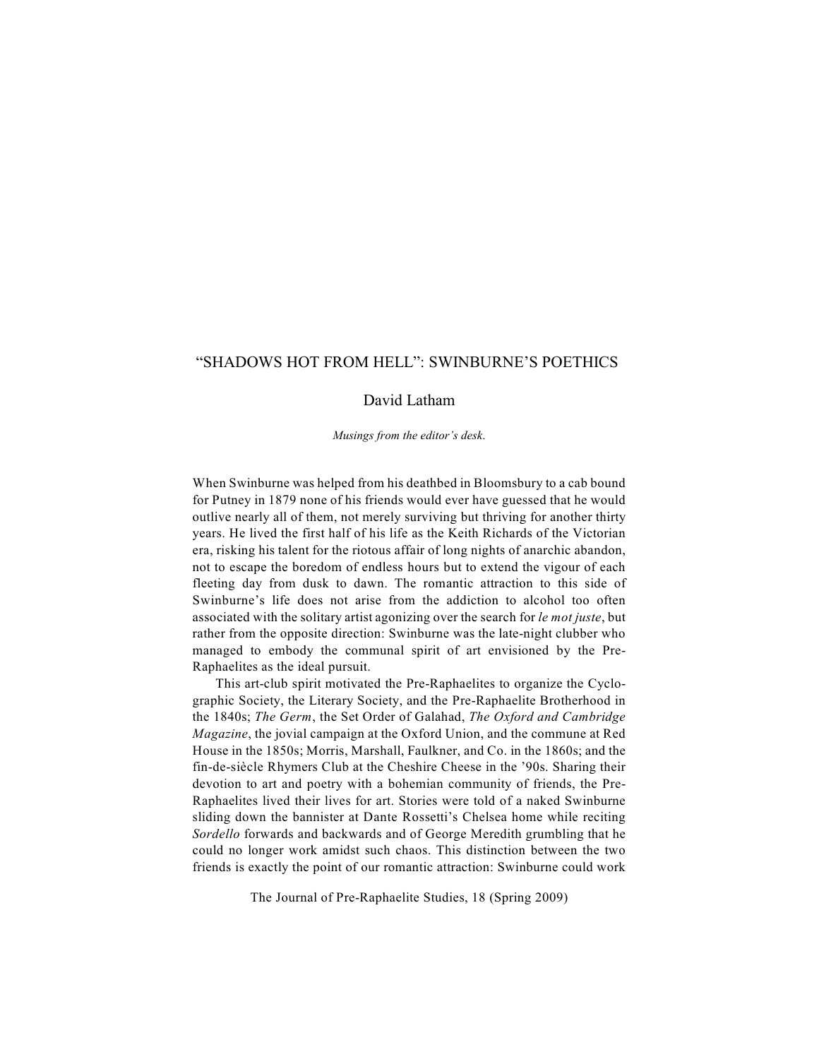# "SHADOWS HOT FROM HELL": SWINBURNE'S POETHICS

David Latham

*Musings from the editor's desk.*

When Swinburne was helped from his deathbed in Bloomsbury to a cab bound for Putney in 1879 none of his friends would ever have guessed that he would outlive nearly all of them, not merely surviving but thriving for another thirty years. He lived the first half of his life as the Keith Richards of the Victorian era, risking his talent for the riotous affair of long nights of anarchic abandon, not to escape the boredom of endless hours but to extend the vigour of each fleeting day from dusk to dawn. The romantic attraction to this side of Swinburne's life does not arise from the addiction to alcohol too often associated with the solitary artist agonizing over the search for *le mot juste*, but rather from the opposite direction: Swinburne was the late-night clubber who managed to embody the communal spirit of art envisioned by the Pre-Raphaelites as the ideal pursuit.

This art-club spirit motivated the Pre-Raphaelites to organize the Cyclographic Society, the Literary Society, and the Pre-Raphaelite Brotherhood in the 1840s; *The Germ*, the Set Order of Galahad, *The Oxford and Cambridge Magazine*, the jovial campaign at the Oxford Union, and the commune at Red House in the 1850s; Morris, Marshall, Faulkner, and Co. in the 1860s; and the fin-de-siècle Rhymers Club at the Cheshire Cheese in the '90s. Sharing their devotion to art and poetry with a bohemian community of friends, the Pre-Raphaelites lived their lives for art. Stories were told of a naked Swinburne sliding down the bannister at Dante Rossetti's Chelsea home while reciting *Sordello* forwards and backwards and of George Meredith grumbling that he could no longer work amidst such chaos. This distinction between the two friends is exactly the point of our romantic attraction: Swinburne could work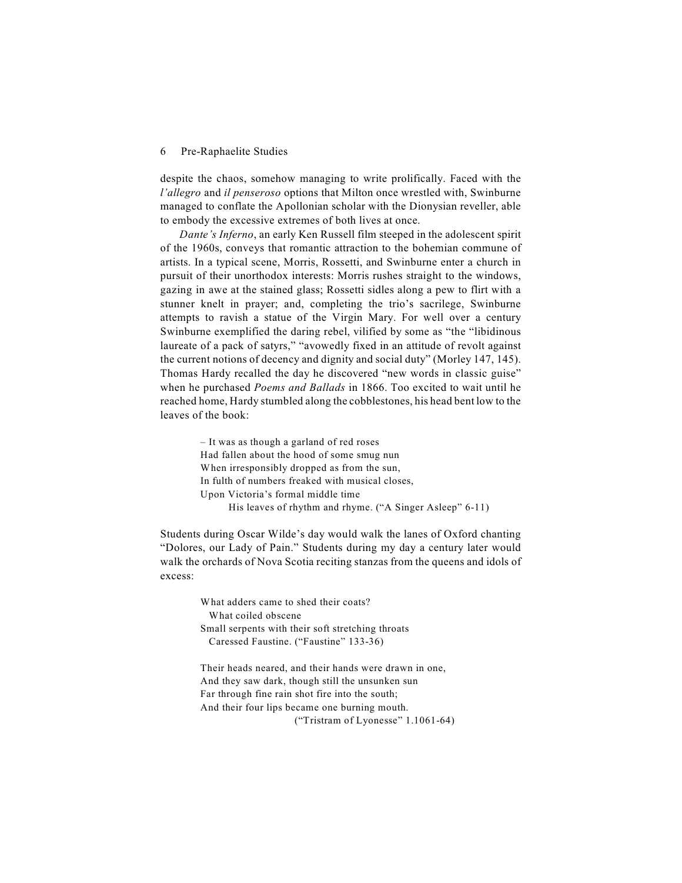despite the chaos, somehow managing to write prolifically. Faced with the *l'allegro* and *il penseroso* options that Milton once wrestled with, Swinburne managed to conflate the Apollonian scholar with the Dionysian reveller, able to embody the excessive extremes of both lives at once.

*Dante's Inferno*, an early Ken Russell film steeped in the adolescent spirit of the 1960s, conveys that romantic attraction to the bohemian commune of artists. In a typical scene, Morris, Rossetti, and Swinburne enter a church in pursuit of their unorthodox interests: Morris rushes straight to the windows, gazing in awe at the stained glass; Rossetti sidles along a pew to flirt with a stunner knelt in prayer; and, completing the trio's sacrilege, Swinburne attempts to ravish a statue of the Virgin Mary. For well over a century Swinburne exemplified the daring rebel, vilified by some as "the "libidinous laureate of a pack of satyrs," "avowedly fixed in an attitude of revolt against the current notions of decency and dignity and social duty" (Morley 147, 145). Thomas Hardy recalled the day he discovered "new words in classic guise" when he purchased *Poems and Ballads* in 1866. Too excited to wait until he reached home, Hardy stumbled along the cobblestones, his head bent low to the leaves of the book:

> – It was as though a garland of red roses
> Had fallen about the hood of some smug nun
> When irresponsibly dropped as from the sun,
> In fulth of numbers freaked with musical closes,
> Upon Victoria's formal middle time
> His leaves of rhythm and rhyme. ("A Singer Asleep" 6-11)

Students during Oscar Wilde's day would walk the lanes of Oxford chanting "Dolores, our Lady of Pain." Students during my day a century later would walk the orchards of Nova Scotia reciting stanzas from the queens and idols of excess:

> What adders came to shed their coats?
> What coiled obscene
> Small serpents with their soft stretching throats
> Caressed Faustine. ("Faustine" 133-36)

> Their heads neared, and their hands were drawn in one,
> And they saw dark, though still the unsunken sun
> Far through fine rain shot fire into the south;
> And their four lips became one burning mouth.
> ("Tristram of Lyonesse" 1.1061-64)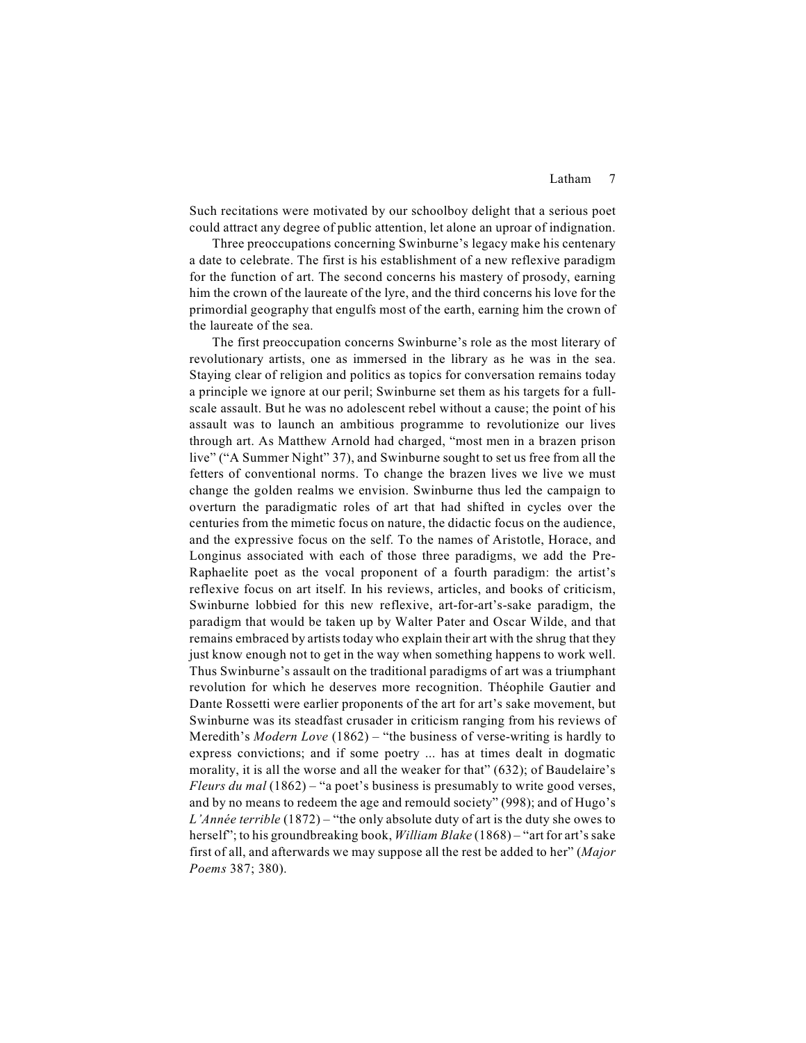Such recitations were motivated by our schoolboy delight that a serious poet could attract any degree of public attention, let alone an uproar of indignation.

Three preoccupations concerning Swinburne's legacy make his centenary a date to celebrate. The first is his establishment of a new reflexive paradigm for the function of art. The second concerns his mastery of prosody, earning him the crown of the laureate of the lyre, and the third concerns his love for the primordial geography that engulfs most of the earth, earning him the crown of the laureate of the sea.

The first preoccupation concerns Swinburne's role as the most literary of revolutionary artists, one as immersed in the library as he was in the sea. Staying clear of religion and politics as topics for conversation remains today a principle we ignore at our peril; Swinburne set them as his targets for a full-scale assault. But he was no adolescent rebel without a cause; the point of his assault was to launch an ambitious programme to revolutionize our lives through art. As Matthew Arnold had charged, "most men in a brazen prison live" ("A Summer Night" 37), and Swinburne sought to set us free from all the fetters of conventional norms. To change the brazen lives we live we must change the golden realms we envision. Swinburne thus led the campaign to overturn the paradigmatic roles of art that had shifted in cycles over the centuries from the mimetic focus on nature, the didactic focus on the audience, and the expressive focus on the self. To the names of Aristotle, Horace, and Longinus associated with each of those three paradigms, we add the Pre-Raphaelite poet as the vocal proponent of a fourth paradigm: the artist's reflexive focus on art itself. In his reviews, articles, and books of criticism, Swinburne lobbied for this new reflexive, art-for-art's-sake paradigm, the paradigm that would be taken up by Walter Pater and Oscar Wilde, and that remains embraced by artists today who explain their art with the shrug that they just know enough not to get in the way when something happens to work well. Thus Swinburne's assault on the traditional paradigms of art was a triumphant revolution for which he deserves more recognition. Théophile Gautier and Dante Rossetti were earlier proponents of the art for art's sake movement, but Swinburne was its steadfast crusader in criticism ranging from his reviews of Meredith's *Modern Love* (1862) – "the business of verse-writing is hardly to express convictions; and if some poetry ... has at times dealt in dogmatic morality, it is all the worse and all the weaker for that" (632); of Baudelaire's *Fleurs du mal* (1862) – "a poet's business is presumably to write good verses, and by no means to redeem the age and remould society" (998); and of Hugo's *L'Année terrible* (1872) – "the only absolute duty of art is the duty she owes to herself"; to his groundbreaking book, *William Blake* (1868) – "art for art's sake first of all, and afterwards we may suppose all the rest be added to her" (*Major Poems* 387; 380).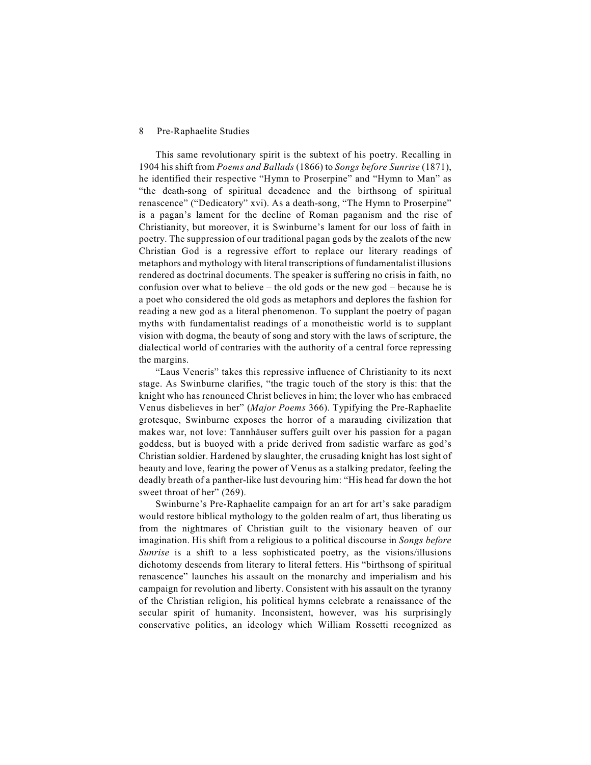This same revolutionary spirit is the subtext of his poetry. Recalling in 1904 his shift from *Poems and Ballads* (1866) to *Songs before Sunrise* (1871), he identified their respective "Hymn to Proserpine" and "Hymn to Man" as "the death-song of spiritual decadence and the birthsong of spiritual renascence" ("Dedicatory" xvi). As a death-song, "The Hymn to Proserpine" is a pagan's lament for the decline of Roman paganism and the rise of Christianity, but moreover, it is Swinburne's lament for our loss of faith in poetry. The suppression of our traditional pagan gods by the zealots of the new Christian God is a regressive effort to replace our literary readings of metaphors and mythology with literal transcriptions of fundamentalist illusions rendered as doctrinal documents. The speaker is suffering no crisis in faith, no confusion over what to believe – the old gods or the new god – because he is a poet who considered the old gods as metaphors and deplores the fashion for reading a new god as a literal phenomenon. To supplant the poetry of pagan myths with fundamentalist readings of a monotheistic world is to supplant vision with dogma, the beauty of song and story with the laws of scripture, the dialectical world of contraries with the authority of a central force repressing the margins.

"Laus Veneris" takes this repressive influence of Christianity to its next stage. As Swinburne clarifies, "the tragic touch of the story is this: that the knight who has renounced Christ believes in him; the lover who has embraced Venus disbelieves in her" (*Major Poems* 366). Typifying the Pre-Raphaelite grotesque, Swinburne exposes the horror of a marauding civilization that makes war, not love: Tannhäuser suffers guilt over his passion for a pagan goddess, but is buoyed with a pride derived from sadistic warfare as god's Christian soldier. Hardened by slaughter, the crusading knight has lost sight of beauty and love, fearing the power of Venus as a stalking predator, feeling the deadly breath of a panther-like lust devouring him: "His head far down the hot sweet throat of her" (269).

Swinburne's Pre-Raphaelite campaign for an art for art's sake paradigm would restore biblical mythology to the golden realm of art, thus liberating us from the nightmares of Christian guilt to the visionary heaven of our imagination. His shift from a religious to a political discourse in *Songs before Sunrise* is a shift to a less sophisticated poetry, as the visions/illusions dichotomy descends from literary to literal fetters. His "birthsong of spiritual renascence" launches his assault on the monarchy and imperialism and his campaign for revolution and liberty. Consistent with his assault on the tyranny of the Christian religion, his political hymns celebrate a renaissance of the secular spirit of humanity. Inconsistent, however, was his surprisingly conservative politics, an ideology which William Rossetti recognized as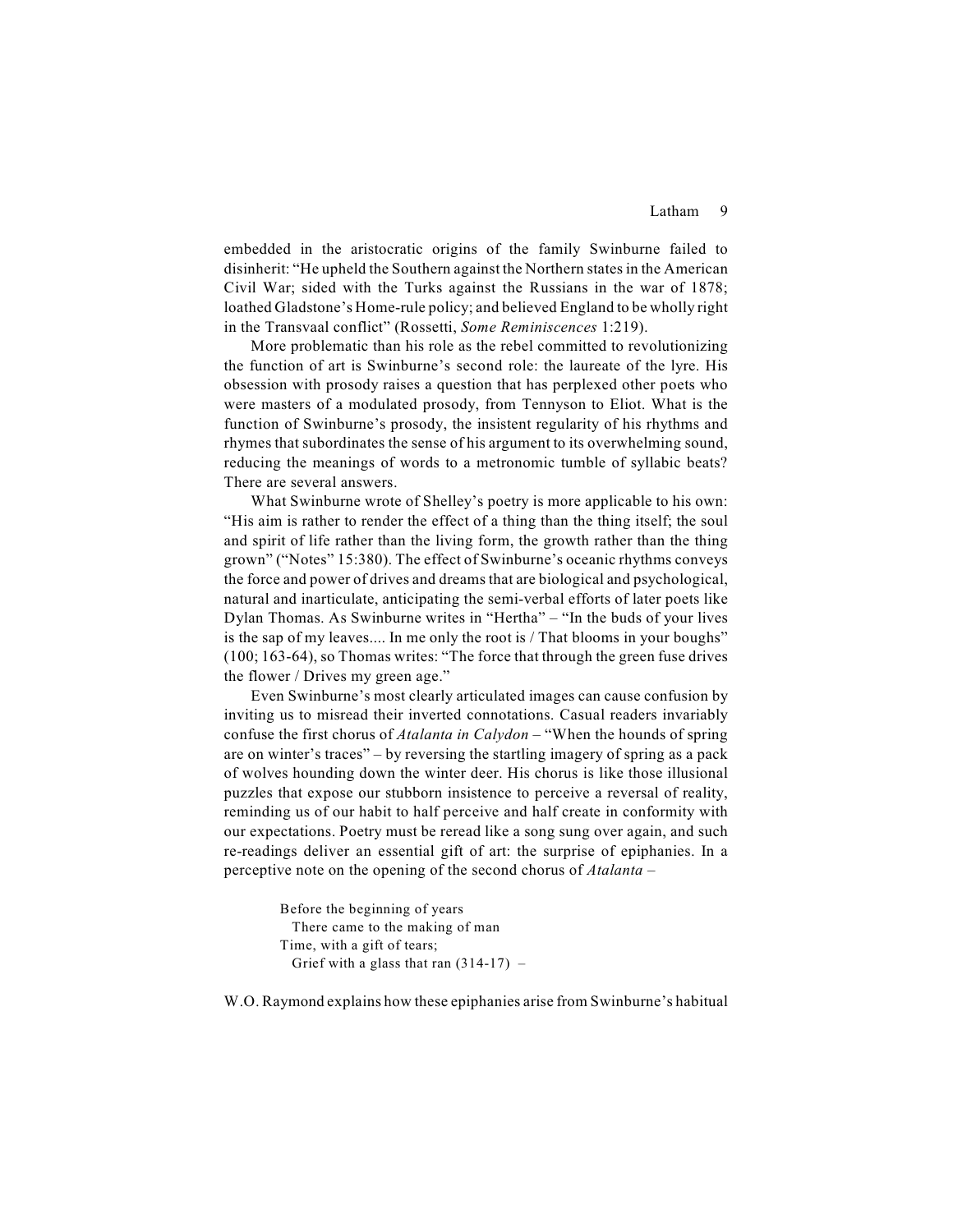embedded in the aristocratic origins of the family Swinburne failed to disinherit: "He upheld the Southern against the Northern states in the American Civil War; sided with the Turks against the Russians in the war of 1878; loathed Gladstone's Home-rule policy; and believed England to be wholly right in the Transvaal conflict" (Rossetti, *Some Reminiscences* 1:219).

More problematic than his role as the rebel committed to revolutionizing the function of art is Swinburne's second role: the laureate of the lyre. His obsession with prosody raises a question that has perplexed other poets who were masters of a modulated prosody, from Tennyson to Eliot. What is the function of Swinburne's prosody, the insistent regularity of his rhythms and rhymes that subordinates the sense of his argument to its overwhelming sound, reducing the meanings of words to a metronomic tumble of syllabic beats? There are several answers.

What Swinburne wrote of Shelley's poetry is more applicable to his own: "His aim is rather to render the effect of a thing than the thing itself; the soul and spirit of life rather than the living form, the growth rather than the thing grown" ("Notes" 15:380). The effect of Swinburne's oceanic rhythms conveys the force and power of drives and dreams that are biological and psychological, natural and inarticulate, anticipating the semi-verbal efforts of later poets like Dylan Thomas. As Swinburne writes in "Hertha" – "In the buds of your lives is the sap of my leaves.... In me only the root is / That blooms in your boughs" (100; 163-64), so Thomas writes: "The force that through the green fuse drives the flower / Drives my green age."

Even Swinburne's most clearly articulated images can cause confusion by inviting us to misread their inverted connotations. Casual readers invariably confuse the first chorus of *Atalanta in Calydon* – "When the hounds of spring are on winter's traces" – by reversing the startling imagery of spring as a pack of wolves hounding down the winter deer. His chorus is like those illusional puzzles that expose our stubborn insistence to perceive a reversal of reality, reminding us of our habit to half perceive and half create in conformity with our expectations. Poetry must be reread like a song sung over again, and such re-readings deliver an essential gift of art: the surprise of epiphanies. In a perceptive note on the opening of the second chorus of *Atalanta* –

> Before the beginning of years
> There came to the making of man
> Time, with a gift of tears;
> Grief with a glass that ran (314-17) –

W.O. Raymond explains how these epiphanies arise from Swinburne's habitual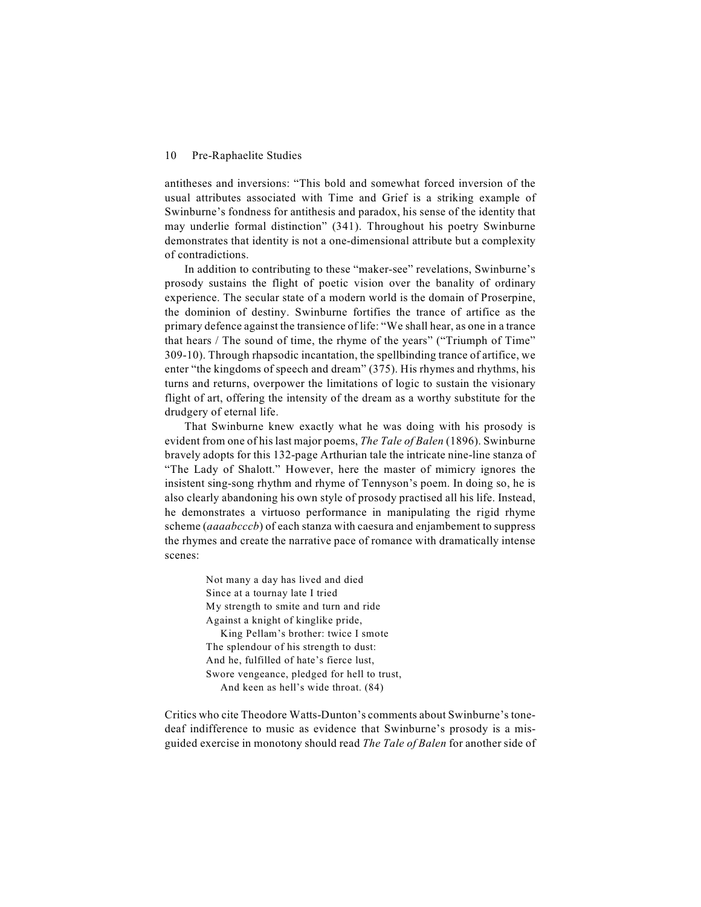antitheses and inversions: "This bold and somewhat forced inversion of the usual attributes associated with Time and Grief is a striking example of Swinburne's fondness for antithesis and paradox, his sense of the identity that may underlie formal distinction" (341). Throughout his poetry Swinburne demonstrates that identity is not a one-dimensional attribute but a complexity of contradictions.

In addition to contributing to these "maker-see" revelations, Swinburne's prosody sustains the flight of poetic vision over the banality of ordinary experience. The secular state of a modern world is the domain of Proserpine, the dominion of destiny. Swinburne fortifies the trance of artifice as the primary defence against the transience of life: "We shall hear, as one in a trance that hears / The sound of time, the rhyme of the years" ("Triumph of Time" 309-10). Through rhapsodic incantation, the spellbinding trance of artifice, we enter "the kingdoms of speech and dream" (375). His rhymes and rhythms, his turns and returns, overpower the limitations of logic to sustain the visionary flight of art, offering the intensity of the dream as a worthy substitute for the drudgery of eternal life.

That Swinburne knew exactly what he was doing with his prosody is evident from one of his last major poems, *The Tale of Balen* (1896). Swinburne bravely adopts for this 132-page Arthurian tale the intricate nine-line stanza of "The Lady of Shalott." However, here the master of mimicry ignores the insistent sing-song rhythm and rhyme of Tennyson's poem. In doing so, he is also clearly abandoning his own style of prosody practised all his life. Instead, he demonstrates a virtuoso performance in manipulating the rigid rhyme scheme (*aaaabcccb*) of each stanza with caesura and enjambement to suppress the rhymes and create the narrative pace of romance with dramatically intense scenes:

> Not many a day has lived and died
> Since at a tournay late I tried
> My strength to smite and turn and ride
> Against a knight of kinglike pride,
>     King Pellam's brother: twice I smote
> The splendour of his strength to dust:
> And he, fulfilled of hate's fierce lust,
> Swore vengeance, pledged for hell to trust,
>     And keen as hell's wide throat. (84)

Critics who cite Theodore Watts-Dunton's comments about Swinburne's tone-deaf indifference to music as evidence that Swinburne's prosody is a misguided exercise in monotony should read *The Tale of Balen* for another side of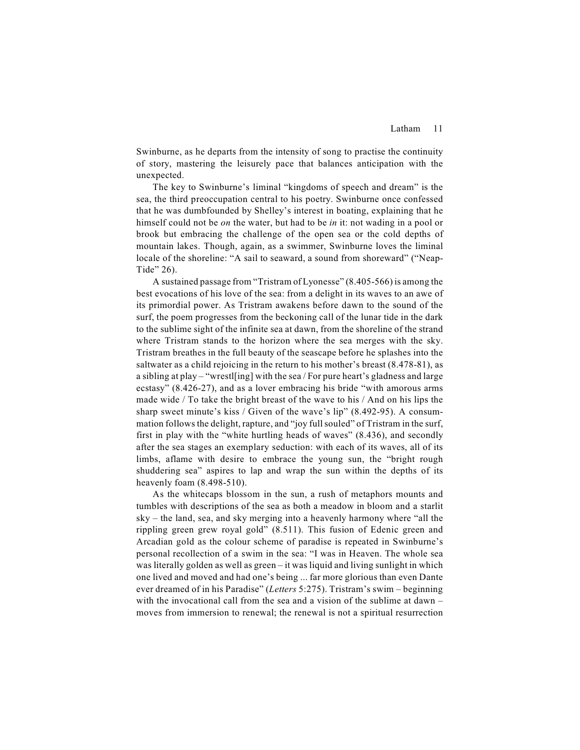Swinburne, as he departs from the intensity of song to practise the continuity of story, mastering the leisurely pace that balances anticipation with the unexpected.

The key to Swinburne's liminal "kingdoms of speech and dream" is the sea, the third preoccupation central to his poetry. Swinburne once confessed that he was dumbfounded by Shelley's interest in boating, explaining that he himself could not be *on* the water, but had to be *in* it: not wading in a pool or brook but embracing the challenge of the open sea or the cold depths of mountain lakes. Though, again, as a swimmer, Swinburne loves the liminal locale of the shoreline: "A sail to seaward, a sound from shoreward" ("Neap-Tide" 26).

A sustained passage from "Tristram of Lyonesse" (8.405-566) is among the best evocations of his love of the sea: from a delight in its waves to an awe of its primordial power. As Tristram awakens before dawn to the sound of the surf, the poem progresses from the beckoning call of the lunar tide in the dark to the sublime sight of the infinite sea at dawn, from the shoreline of the strand where Tristram stands to the horizon where the sea merges with the sky. Tristram breathes in the full beauty of the seascape before he splashes into the saltwater as a child rejoicing in the return to his mother's breast (8.478-81), as a sibling at play – "wrestl[ing] with the sea / For pure heart's gladness and large ecstasy" (8.426-27), and as a lover embracing his bride "with amorous arms made wide / To take the bright breast of the wave to his / And on his lips the sharp sweet minute's kiss / Given of the wave's lip" (8.492-95). A consummation follows the delight, rapture, and "joy full souled" of Tristram in the surf, first in play with the "white hurtling heads of waves" (8.436), and secondly after the sea stages an exemplary seduction: with each of its waves, all of its limbs, aflame with desire to embrace the young sun, the "bright rough shuddering sea" aspires to lap and wrap the sun within the depths of its heavenly foam (8.498-510).

As the whitecaps blossom in the sun, a rush of metaphors mounts and tumbles with descriptions of the sea as both a meadow in bloom and a starlit sky – the land, sea, and sky merging into a heavenly harmony where "all the rippling green grew royal gold" (8.511). This fusion of Edenic green and Arcadian gold as the colour scheme of paradise is repeated in Swinburne's personal recollection of a swim in the sea: "I was in Heaven. The whole sea was literally golden as well as green – it was liquid and living sunlight in which one lived and moved and had one's being ... far more glorious than even Dante ever dreamed of in his Paradise" (*Letters* 5:275). Tristram's swim – beginning with the invocational call from the sea and a vision of the sublime at dawn – moves from immersion to renewal; the renewal is not a spiritual resurrection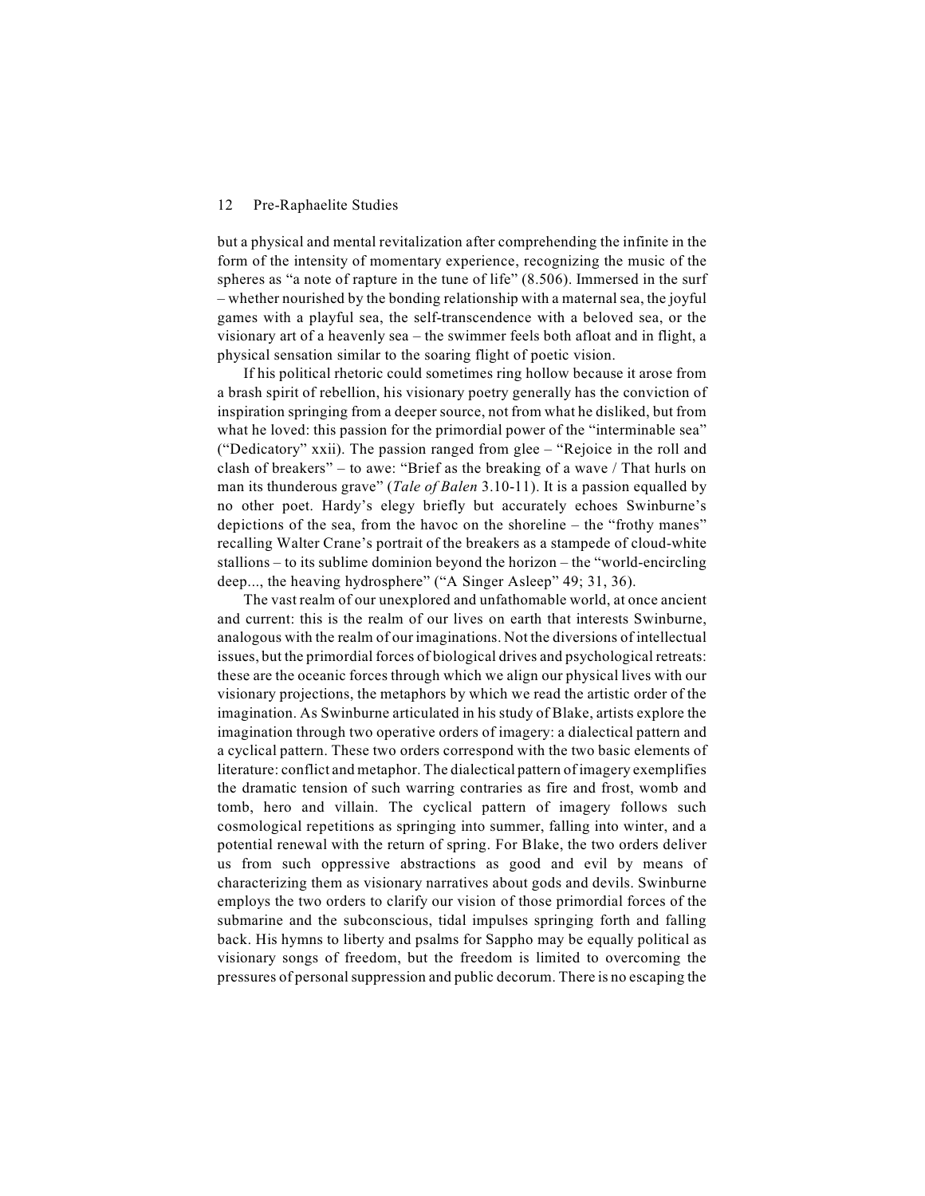but a physical and mental revitalization after comprehending the infinite in the form of the intensity of momentary experience, recognizing the music of the spheres as "a note of rapture in the tune of life" (8.506). Immersed in the surf – whether nourished by the bonding relationship with a maternal sea, the joyful games with a playful sea, the self-transcendence with a beloved sea, or the visionary art of a heavenly sea – the swimmer feels both afloat and in flight, a physical sensation similar to the soaring flight of poetic vision.

If his political rhetoric could sometimes ring hollow because it arose from a brash spirit of rebellion, his visionary poetry generally has the conviction of inspiration springing from a deeper source, not from what he disliked, but from what he loved: this passion for the primordial power of the "interminable sea" ("Dedicatory" xxii). The passion ranged from glee – "Rejoice in the roll and clash of breakers" – to awe: "Brief as the breaking of a wave / That hurls on man its thunderous grave" (*Tale of Balen* 3.10-11). It is a passion equalled by no other poet. Hardy's elegy briefly but accurately echoes Swinburne's depictions of the sea, from the havoc on the shoreline – the "frothy manes" recalling Walter Crane's portrait of the breakers as a stampede of cloud-white stallions – to its sublime dominion beyond the horizon – the "world-encircling deep..., the heaving hydrosphere" ("A Singer Asleep" 49; 31, 36).

The vast realm of our unexplored and unfathomable world, at once ancient and current: this is the realm of our lives on earth that interests Swinburne, analogous with the realm of our imaginations. Not the diversions of intellectual issues, but the primordial forces of biological drives and psychological retreats: these are the oceanic forces through which we align our physical lives with our visionary projections, the metaphors by which we read the artistic order of the imagination. As Swinburne articulated in his study of Blake, artists explore the imagination through two operative orders of imagery: a dialectical pattern and a cyclical pattern. These two orders correspond with the two basic elements of literature: conflict and metaphor. The dialectical pattern of imagery exemplifies the dramatic tension of such warring contraries as fire and frost, womb and tomb, hero and villain. The cyclical pattern of imagery follows such cosmological repetitions as springing into summer, falling into winter, and a potential renewal with the return of spring. For Blake, the two orders deliver us from such oppressive abstractions as good and evil by means of characterizing them as visionary narratives about gods and devils. Swinburne employs the two orders to clarify our vision of those primordial forces of the submarine and the subconscious, tidal impulses springing forth and falling back. His hymns to liberty and psalms for Sappho may be equally political as visionary songs of freedom, but the freedom is limited to overcoming the pressures of personal suppression and public decorum. There is no escaping the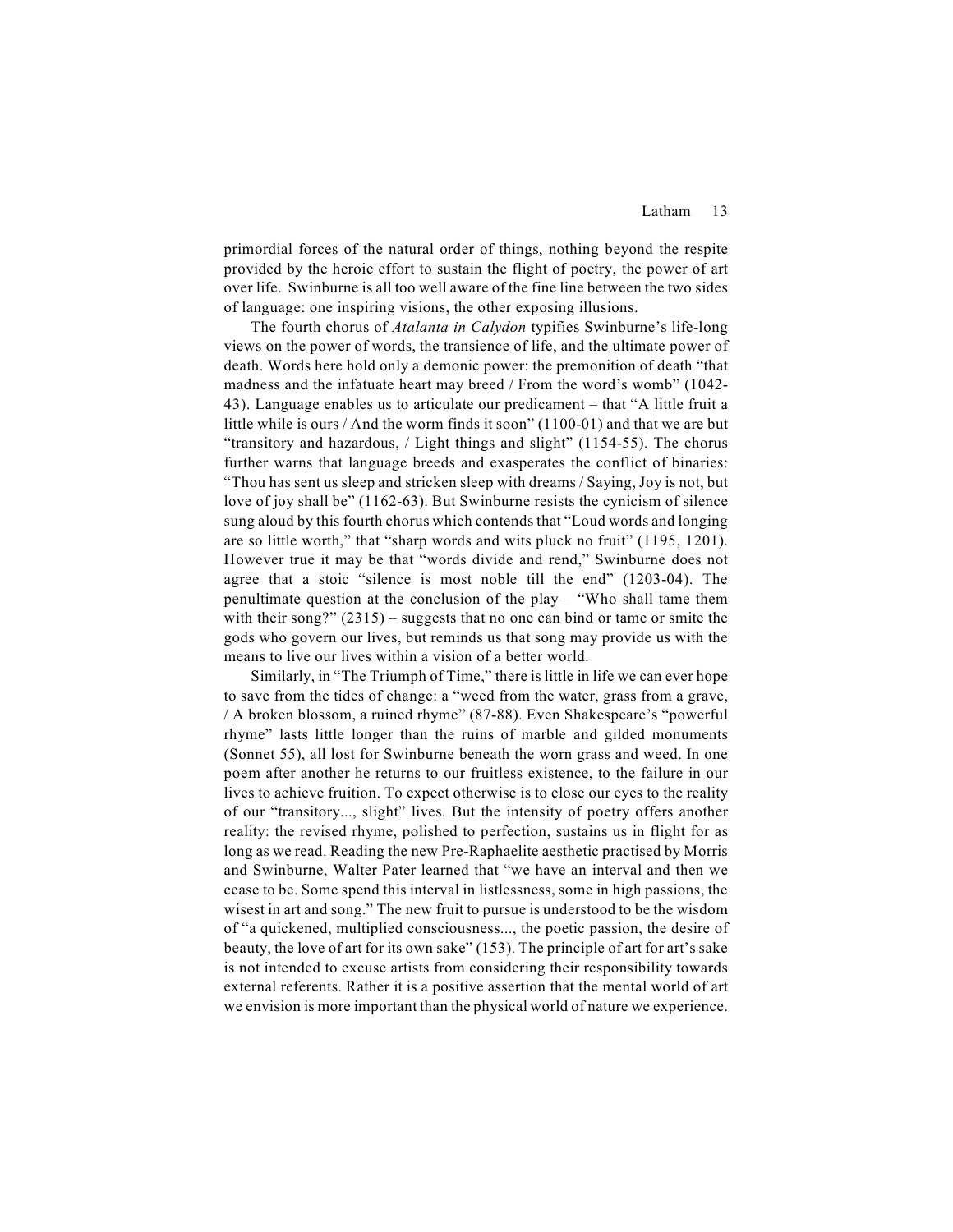primordial forces of the natural order of things, nothing beyond the respite provided by the heroic effort to sustain the flight of poetry, the power of art over life. Swinburne is all too well aware of the fine line between the two sides of language: one inspiring visions, the other exposing illusions.

The fourth chorus of *Atalanta in Calydon* typifies Swinburne's life-long views on the power of words, the transience of life, and the ultimate power of death. Words here hold only a demonic power: the premonition of death "that madness and the infatuate heart may breed / From the word's womb" (1042-43). Language enables us to articulate our predicament – that "A little fruit a little while is ours / And the worm finds it soon" (1100-01) and that we are but "transitory and hazardous, / Light things and slight" (1154-55). The chorus further warns that language breeds and exasperates the conflict of binaries: "Thou has sent us sleep and stricken sleep with dreams / Saying, Joy is not, but love of joy shall be" (1162-63). But Swinburne resists the cynicism of silence sung aloud by this fourth chorus which contends that "Loud words and longing are so little worth," that "sharp words and wits pluck no fruit" (1195, 1201). However true it may be that "words divide and rend," Swinburne does not agree that a stoic "silence is most noble till the end" (1203-04). The penultimate question at the conclusion of the play – "Who shall tame them with their song?" (2315) – suggests that no one can bind or tame or smite the gods who govern our lives, but reminds us that song may provide us with the means to live our lives within a vision of a better world.

Similarly, in "The Triumph of Time," there is little in life we can ever hope to save from the tides of change: a "weed from the water, grass from a grave, / A broken blossom, a ruined rhyme" (87-88). Even Shakespeare's "powerful rhyme" lasts little longer than the ruins of marble and gilded monuments (Sonnet 55), all lost for Swinburne beneath the worn grass and weed. In one poem after another he returns to our fruitless existence, to the failure in our lives to achieve fruition. To expect otherwise is to close our eyes to the reality of our "transitory..., slight" lives. But the intensity of poetry offers another reality: the revised rhyme, polished to perfection, sustains us in flight for as long as we read. Reading the new Pre-Raphaelite aesthetic practised by Morris and Swinburne, Walter Pater learned that "we have an interval and then we cease to be. Some spend this interval in listlessness, some in high passions, the wisest in art and song." The new fruit to pursue is understood to be the wisdom of "a quickened, multiplied consciousness..., the poetic passion, the desire of beauty, the love of art for its own sake" (153). The principle of art for art's sake is not intended to excuse artists from considering their responsibility towards external referents. Rather it is a positive assertion that the mental world of art we envision is more important than the physical world of nature we experience.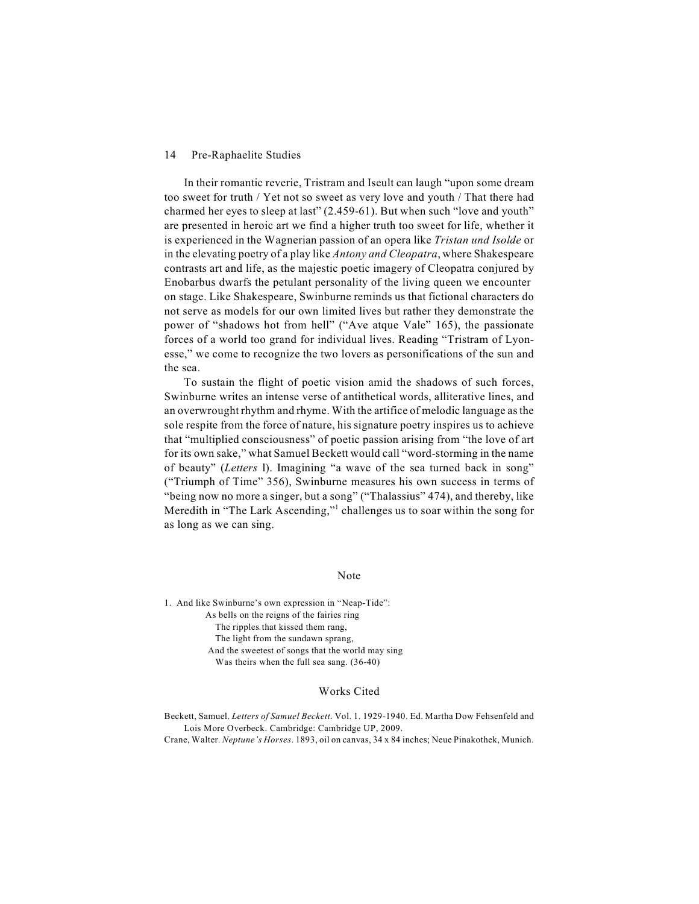In their romantic reverie, Tristram and Iseult can laugh "upon some dream too sweet for truth / Yet not so sweet as very love and youth / That there had charmed her eyes to sleep at last" (2.459-61). But when such "love and youth" are presented in heroic art we find a higher truth too sweet for life, whether it is experienced in the Wagnerian passion of an opera like *Tristan und Isolde* or in the elevating poetry of a play like *Antony and Cleopatra*, where Shakespeare contrasts art and life, as the majestic poetic imagery of Cleopatra conjured by Enobarbus dwarfs the petulant personality of the living queen we encounter on stage. Like Shakespeare, Swinburne reminds us that fictional characters do not serve as models for our own limited lives but rather they demonstrate the power of "shadows hot from hell" ("Ave atque Vale" 165), the passionate forces of a world too grand for individual lives. Reading "Tristram of Lyonesse," we come to recognize the two lovers as personifications of the sun and the sea.

To sustain the flight of poetic vision amid the shadows of such forces, Swinburne writes an intense verse of antithetical words, alliterative lines, and an overwrought rhythm and rhyme. With the artifice of melodic language as the sole respite from the force of nature, his signature poetry inspires us to achieve that "multiplied consciousness" of poetic passion arising from "the love of art for its own sake," what Samuel Beckett would call "word-storming in the name of beauty" (*Letters* l). Imagining "a wave of the sea turned back in song" ("Triumph of Time" 356), Swinburne measures his own success in terms of "being now no more a singer, but a song" ("Thalassius" 474), and thereby, like Meredith in "The Lark Ascending,"[1] challenges us to soar within the song for as long as we can sing.

## Note

1. And like Swinburne's own expression in "Neap-Tide":

> As bells on the reigns of the fairies ring
> The ripples that kissed them rang,
> The light from the sundawn sprang,
> And the sweetest of songs that the world may sing
> Was theirs when the full sea sang. (36-40)

## Works Cited

Beckett, Samuel. *Letters of Samuel Beckett*. Vol. 1. 1929-1940. Ed. Martha Dow Fehsenfeld and Lois More Overbeck. Cambridge: Cambridge UP, 2009.

Crane, Walter. *Neptune's Horses*. 1893, oil on canvas, 34 x 84 inches; Neue Pinakothek, Munich.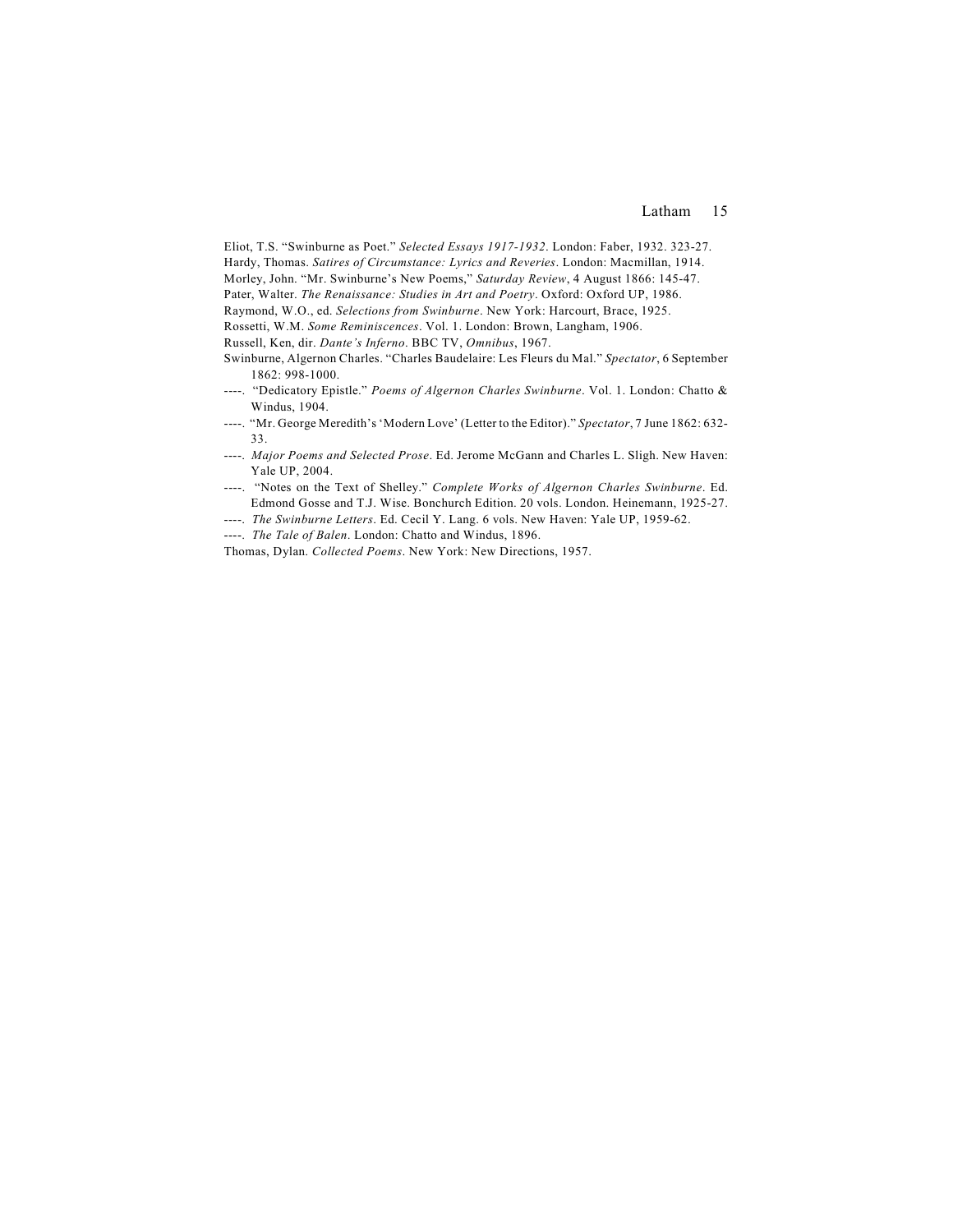Eliot, T.S. "Swinburne as Poet." *Selected Essays 1917-1932*. London: Faber, 1932. 323-27.

Hardy, Thomas. *Satires of Circumstance: Lyrics and Reveries*. London: Macmillan, 1914.

Morley, John. "Mr. Swinburne's New Poems," *Saturday Review*, 4 August 1866: 145-47.

Pater, Walter. *The Renaissance: Studies in Art and Poetry*. Oxford: Oxford UP, 1986.

Raymond, W.O., ed. *Selections from Swinburne*. New York: Harcourt, Brace, 1925.

Rossetti, W.M. *Some Reminiscences*. Vol. 1. London: Brown, Langham, 1906.

Russell, Ken, dir. *Dante's Inferno*. BBC TV, *Omnibus*, 1967.

Swinburne, Algernon Charles. "Charles Baudelaire: Les Fleurs du Mal." *Spectator*, 6 September 1862: 998-1000.

----. "Dedicatory Epistle." *Poems of Algernon Charles Swinburne*. Vol. 1. London: Chatto & Windus, 1904.

----. "Mr. George Meredith's 'Modern Love' (Letter to the Editor)." *Spectator*, 7 June 1862: 632-33.

----. *Major Poems and Selected Prose*. Ed. Jerome McGann and Charles L. Sligh. New Haven: Yale UP, 2004.

----. "Notes on the Text of Shelley." *Complete Works of Algernon Charles Swinburne*. Ed. Edmond Gosse and T.J. Wise. Bonchurch Edition. 20 vols. London. Heinemann, 1925-27.

----. *The Swinburne Letters*. Ed. Cecil Y. Lang. 6 vols. New Haven: Yale UP, 1959-62.

----. *The Tale of Balen*. London: Chatto and Windus, 1896.

Thomas, Dylan. *Collected Poems*. New York: New Directions, 1957.